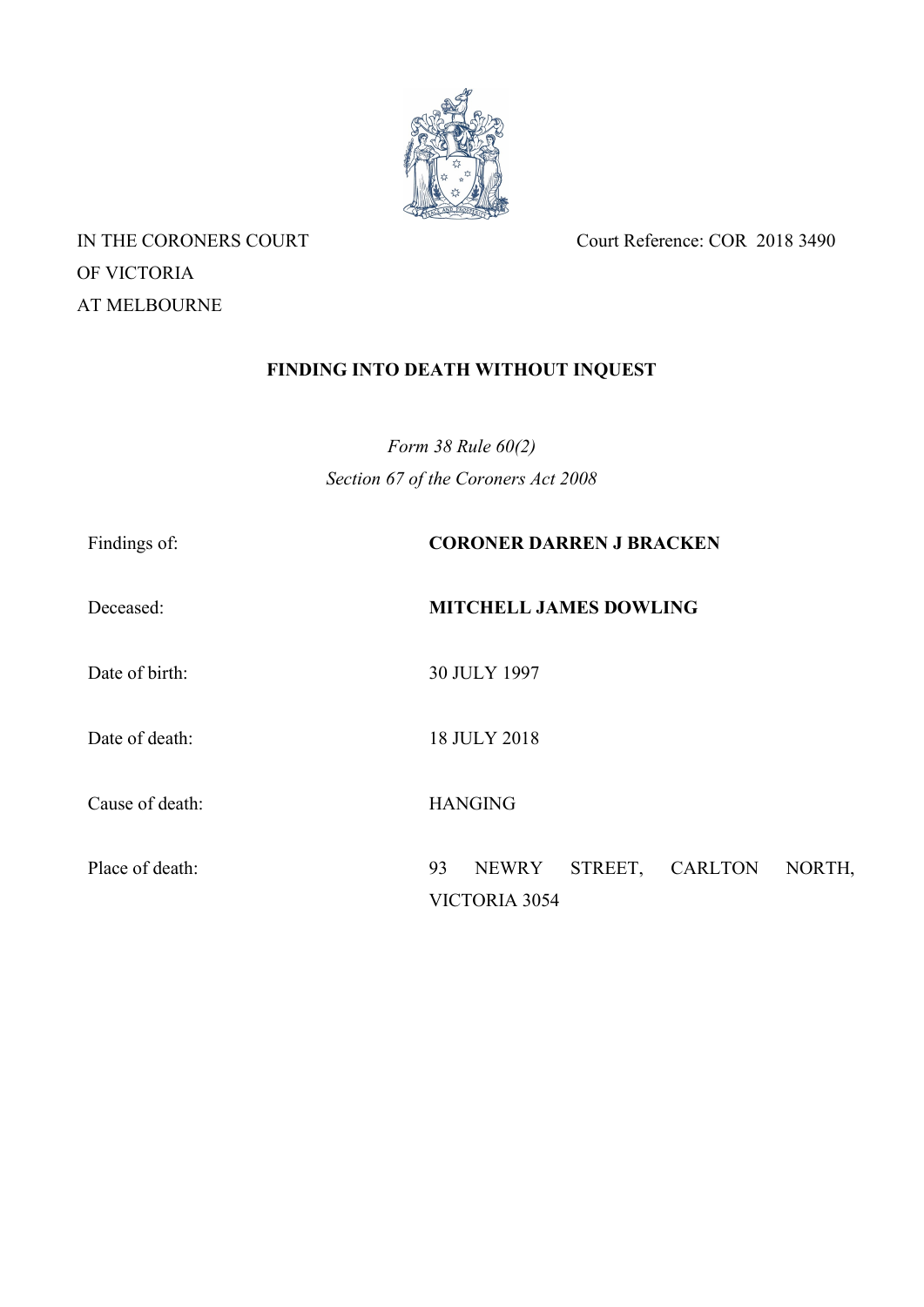IN THE CORONERS COURT
OF VICTORIA
AT MELBOURNE

Court Reference: COR 2018 3490

## FINDING INTO DEATH WITHOUT INQUEST

*Form 38 Rule 60(2)*
*Section 67 of the Coroners Act 2008*

| | |
|---|---|
| Findings of: | **CORONER DARREN J BRACKEN** |
| Deceased: | **MITCHELL JAMES DOWLING** |
| Date of birth: | 30 JULY 1997 |
| Date of death: | 18 JULY 2018 |
| Cause of death: | HANGING |
| Place of death: | 93 NEWRY STREET, CARLTON NORTH, VICTORIA 3054 |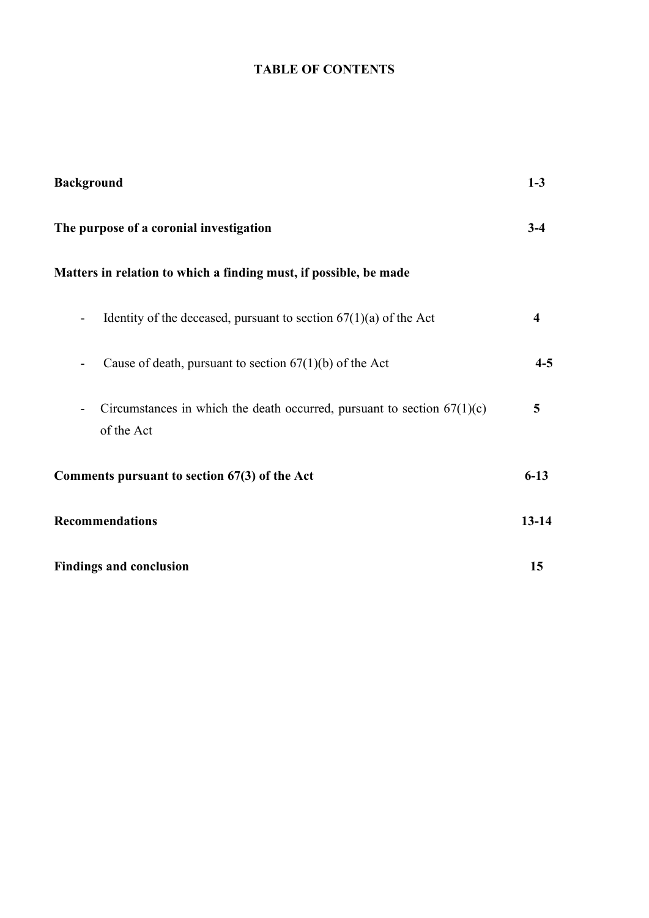**TABLE OF CONTENTS**

| | |
|---|---|
| **Background** | **1-3** |
| **The purpose of a coronial investigation** | **3-4** |
| **Matters in relation to which a finding must, if possible, be made** | |
| - Identity of the deceased, pursuant to section 67(1)(a) of the Act | **4** |
| - Cause of death, pursuant to section 67(1)(b) of the Act | **4-5** |
| - Circumstances in which the death occurred, pursuant to section 67(1)(c) of the Act | **5** |
| **Comments pursuant to section 67(3) of the Act** | **6-13** |
| **Recommendations** | **13-14** |
| **Findings and conclusion** | **15** |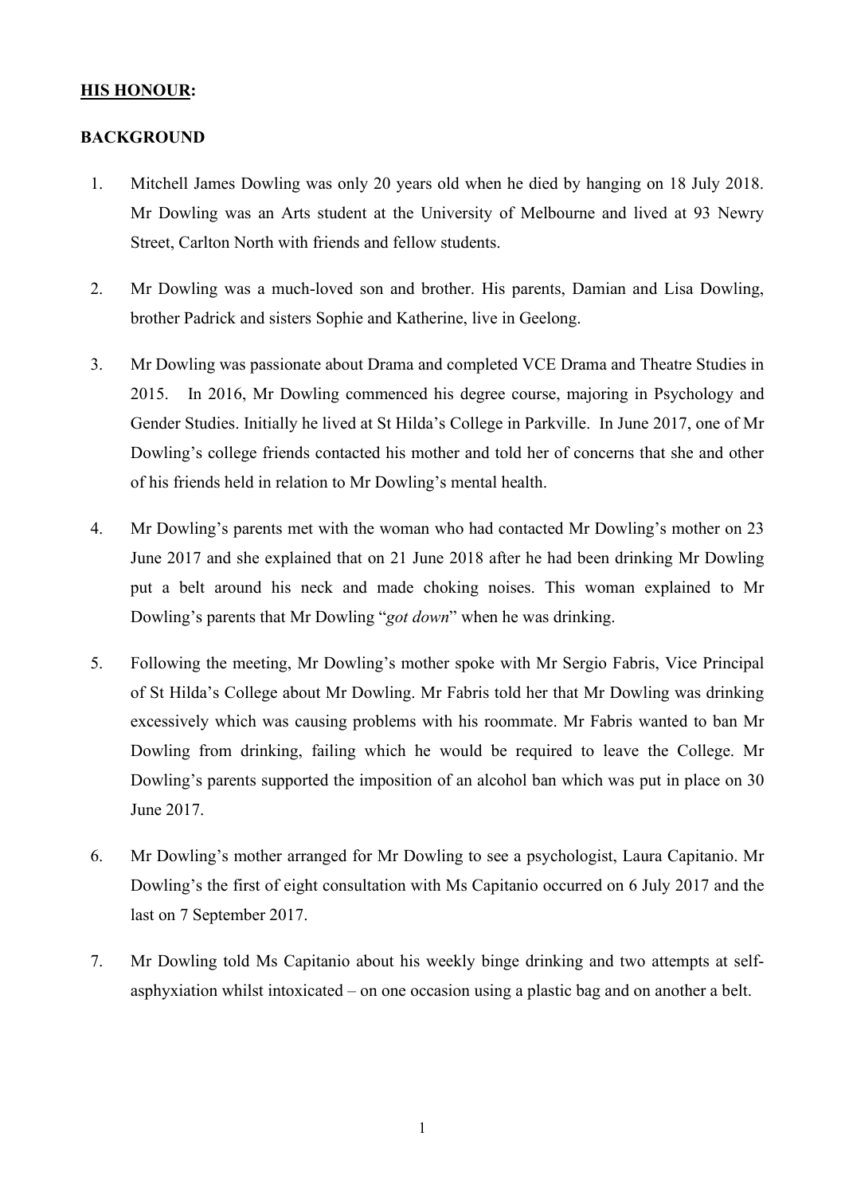**<u>HIS HONOUR</u>:**

**BACKGROUND**

1. Mitchell James Dowling was only 20 years old when he died by hanging on 18 July 2018. Mr Dowling was an Arts student at the University of Melbourne and lived at 93 Newry Street, Carlton North with friends and fellow students.

2. Mr Dowling was a much-loved son and brother. His parents, Damian and Lisa Dowling, brother Padrick and sisters Sophie and Katherine, live in Geelong.

3. Mr Dowling was passionate about Drama and completed VCE Drama and Theatre Studies in 2015. In 2016, Mr Dowling commenced his degree course, majoring in Psychology and Gender Studies. Initially he lived at St Hilda's College in Parkville. In June 2017, one of Mr Dowling's college friends contacted his mother and told her of concerns that she and other of his friends held in relation to Mr Dowling's mental health.

4. Mr Dowling's parents met with the woman who had contacted Mr Dowling's mother on 23 June 2017 and she explained that on 21 June 2018 after he had been drinking Mr Dowling put a belt around his neck and made choking noises. This woman explained to Mr Dowling's parents that Mr Dowling "*got down*" when he was drinking.

5. Following the meeting, Mr Dowling's mother spoke with Mr Sergio Fabris, Vice Principal of St Hilda's College about Mr Dowling. Mr Fabris told her that Mr Dowling was drinking excessively which was causing problems with his roommate. Mr Fabris wanted to ban Mr Dowling from drinking, failing which he would be required to leave the College. Mr Dowling's parents supported the imposition of an alcohol ban which was put in place on 30 June 2017.

6. Mr Dowling's mother arranged for Mr Dowling to see a psychologist, Laura Capitanio. Mr Dowling's the first of eight consultation with Ms Capitanio occurred on 6 July 2017 and the last on 7 September 2017.

7. Mr Dowling told Ms Capitanio about his weekly binge drinking and two attempts at self-asphyxiation whilst intoxicated – on one occasion using a plastic bag and on another a belt.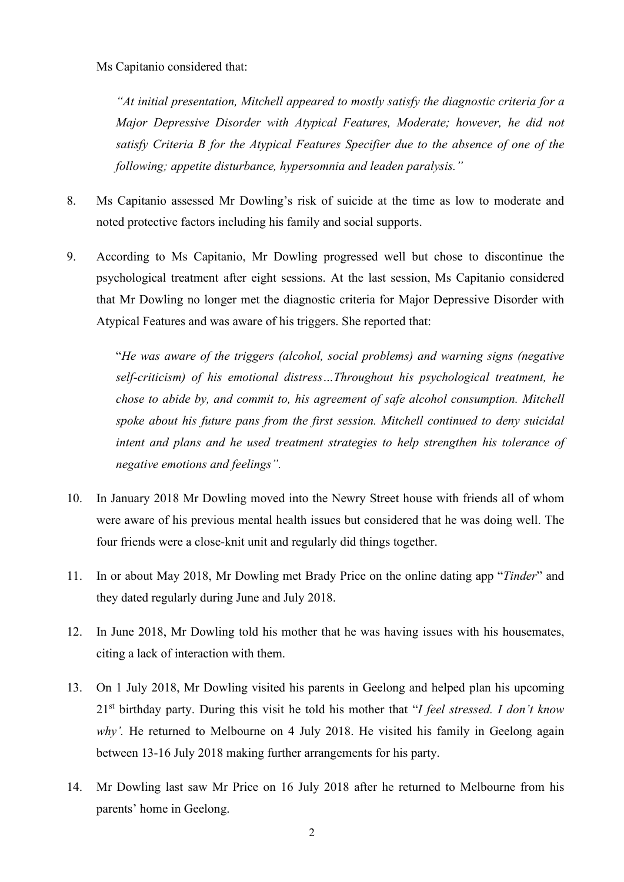Ms Capitanio considered that:

> *"At initial presentation, Mitchell appeared to mostly satisfy the diagnostic criteria for a Major Depressive Disorder with Atypical Features, Moderate; however, he did not satisfy Criteria B for the Atypical Features Specifier due to the absence of one of the following; appetite disturbance, hypersomnia and leaden paralysis."*

8. Ms Capitanio assessed Mr Dowling's risk of suicide at the time as low to moderate and noted protective factors including his family and social supports.

9. According to Ms Capitanio, Mr Dowling progressed well but chose to discontinue the psychological treatment after eight sessions. At the last session, Ms Capitanio considered that Mr Dowling no longer met the diagnostic criteria for Major Depressive Disorder with Atypical Features and was aware of his triggers. She reported that:

> "*He was aware of the triggers (alcohol, social problems) and warning signs (negative self-criticism) of his emotional distress…Throughout his psychological treatment, he chose to abide by, and commit to, his agreement of safe alcohol consumption. Mitchell spoke about his future pans from the first session. Mitchell continued to deny suicidal intent and plans and he used treatment strategies to help strengthen his tolerance of negative emotions and feelings".*

10. In January 2018 Mr Dowling moved into the Newry Street house with friends all of whom were aware of his previous mental health issues but considered that he was doing well. The four friends were a close-knit unit and regularly did things together.

11. In or about May 2018, Mr Dowling met Brady Price on the online dating app "*Tinder*" and they dated regularly during June and July 2018.

12. In June 2018, Mr Dowling told his mother that he was having issues with his housemates, citing a lack of interaction with them.

13. On 1 July 2018, Mr Dowling visited his parents in Geelong and helped plan his upcoming 21st birthday party. During this visit he told his mother that "*I feel stressed. I don't know why'.* He returned to Melbourne on 4 July 2018. He visited his family in Geelong again between 13-16 July 2018 making further arrangements for his party.

14. Mr Dowling last saw Mr Price on 16 July 2018 after he returned to Melbourne from his parents' home in Geelong.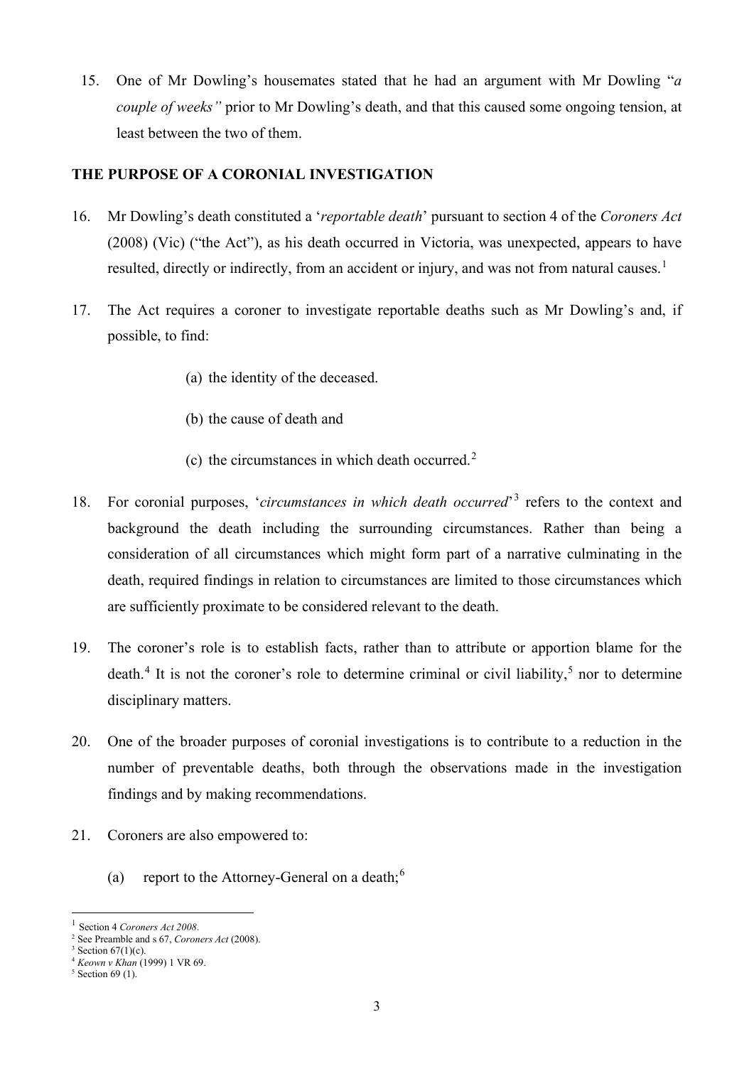15. One of Mr Dowling's housemates stated that he had an argument with Mr Dowling "*a couple of weeks"* prior to Mr Dowling's death, and that this caused some ongoing tension, at least between the two of them.

## THE PURPOSE OF A CORONIAL INVESTIGATION

16. Mr Dowling's death constituted a '*reportable death*' pursuant to section 4 of the *Coroners Act* (2008) (Vic) ("the Act"), as his death occurred in Victoria, was unexpected, appears to have resulted, directly or indirectly, from an accident or injury, and was not from natural causes.[1]

17. The Act requires a coroner to investigate reportable deaths such as Mr Dowling's and, if possible, to find:

    (a) the identity of the deceased.

    (b) the cause of death and

    (c) the circumstances in which death occurred.[2]

18. For coronial purposes, '*circumstances in which death occurred*'[3] refers to the context and background the death including the surrounding circumstances. Rather than being a consideration of all circumstances which might form part of a narrative culminating in the death, required findings in relation to circumstances are limited to those circumstances which are sufficiently proximate to be considered relevant to the death.

19. The coroner's role is to establish facts, rather than to attribute or apportion blame for the death.[4] It is not the coroner's role to determine criminal or civil liability,[5] nor to determine disciplinary matters.

20. One of the broader purposes of coronial investigations is to contribute to a reduction in the number of preventable deaths, both through the observations made in the investigation findings and by making recommendations.

21. Coroners are also empowered to:

    (a) report to the Attorney-General on a death;[6]

---

[1] Section 4 *Coroners Act 2008*.
[2] See Preamble and s 67, *Coroners Act* (2008).
[3] Section 67(1)(c).
[4] *Keown v Khan* (1999) 1 VR 69.
[5] Section 69 (1).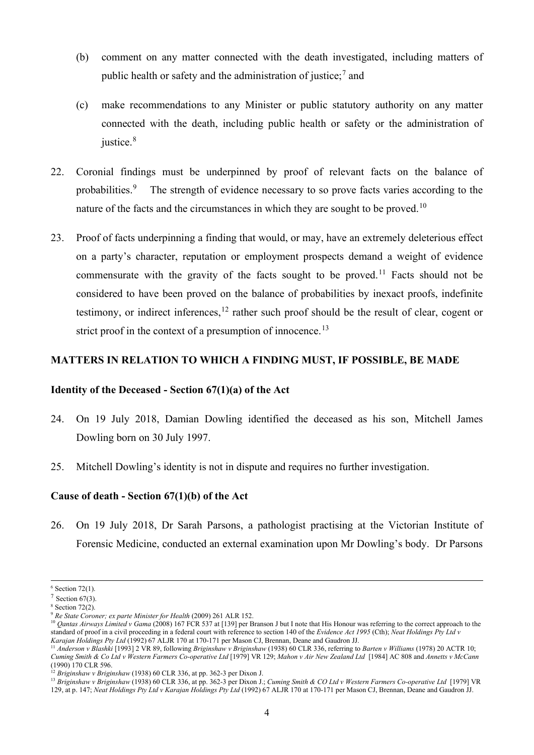(b) comment on any matter connected with the death investigated, including matters of public health or safety and the administration of justice;[7] and

(c) make recommendations to any Minister or public statutory authority on any matter connected with the death, including public health or safety or the administration of justice.[8]

22. Coronial findings must be underpinned by proof of relevant facts on the balance of probabilities.[9] The strength of evidence necessary to so prove facts varies according to the nature of the facts and the circumstances in which they are sought to be proved.[10]

23. Proof of facts underpinning a finding that would, or may, have an extremely deleterious effect on a party's character, reputation or employment prospects demand a weight of evidence commensurate with the gravity of the facts sought to be proved.[11] Facts should not be considered to have been proved on the balance of probabilities by inexact proofs, indefinite testimony, or indirect inferences,[12] rather such proof should be the result of clear, cogent or strict proof in the context of a presumption of innocence.[13]

## MATTERS IN RELATION TO WHICH A FINDING MUST, IF POSSIBLE, BE MADE

### Identity of the Deceased - Section 67(1)(a) of the Act

24. On 19 July 2018, Damian Dowling identified the deceased as his son, Mitchell James Dowling born on 30 July 1997.

25. Mitchell Dowling's identity is not in dispute and requires no further investigation.

### Cause of death - Section 67(1)(b) of the Act

26. On 19 July 2018, Dr Sarah Parsons, a pathologist practising at the Victorian Institute of Forensic Medicine, conducted an external examination upon Mr Dowling's body. Dr Parsons

---

[6] Section 72(1).

[7] Section 67(3).

[8] Section 72(2).

[9] *Re State Coroner; ex parte Minister for Health* (2009) 261 ALR 152.

[10] *Qantas Airways Limited v Gama* (2008) 167 FCR 537 at [139] per Branson J but I note that His Honour was referring to the correct approach to the standard of proof in a civil proceeding in a federal court with reference to section 140 of the *Evidence Act 1995* (Cth); *Neat Holdings Pty Ltd v Karajan Holdings Pty Ltd* (1992) 67 ALJR 170 at 170-171 per Mason CJ, Brennan, Deane and Gaudron JJ.

[11] *Anderson v Blashki* [1993] 2 VR 89, following *Briginshaw v Briginshaw* (1938) 60 CLR 336, referring to *Barten v Williams* (1978) 20 ACTR 10; *Cuming Smith & Co Ltd v Western Farmers Co-operative Ltd* [1979] VR 129; *Mahon v Air New Zealand Ltd* [1984] AC 808 and *Annetts v McCann* (1990) 170 CLR 596.

[12] *Briginshaw v Briginshaw* (1938) 60 CLR 336, at pp. 362-3 per Dixon J.

[13] *Briginshaw v Briginshaw* (1938) 60 CLR 336, at pp. 362-3 per Dixon J.; *Cuming Smith & CO Ltd v Western Farmers Co-operative Ltd* [1979] VR 129, at p. 147; *Neat Holdings Pty Ltd v Karajan Holdings Pty Ltd* (1992) 67 ALJR 170 at 170-171 per Mason CJ, Brennan, Deane and Gaudron JJ.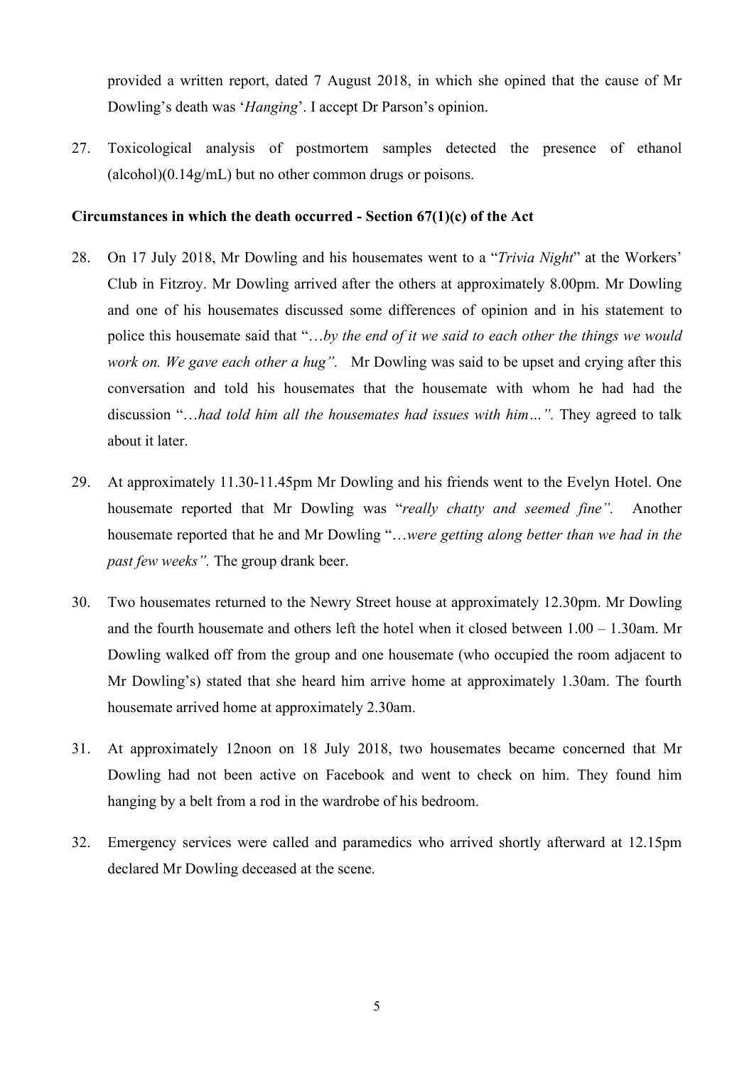provided a written report, dated 7 August 2018, in which she opined that the cause of Mr Dowling's death was '*Hanging*'. I accept Dr Parson's opinion.

27. Toxicological analysis of postmortem samples detected the presence of ethanol (alcohol)(0.14g/mL) but no other common drugs or poisons.

**Circumstances in which the death occurred - Section 67(1)(c) of the Act**

28. On 17 July 2018, Mr Dowling and his housemates went to a "*Trivia Night*" at the Workers' Club in Fitzroy. Mr Dowling arrived after the others at approximately 8.00pm. Mr Dowling and one of his housemates discussed some differences of opinion and in his statement to police this housemate said that "*…by the end of it we said to each other the things we would work on. We gave each other a hug".* Mr Dowling was said to be upset and crying after this conversation and told his housemates that the housemate with whom he had had the discussion "*…had told him all the housemates had issues with him…".* They agreed to talk about it later.

29. At approximately 11.30-11.45pm Mr Dowling and his friends went to the Evelyn Hotel. One housemate reported that Mr Dowling was "*really chatty and seemed fine".* Another housemate reported that he and Mr Dowling "*…were getting along better than we had in the past few weeks".* The group drank beer.

30. Two housemates returned to the Newry Street house at approximately 12.30pm. Mr Dowling and the fourth housemate and others left the hotel when it closed between 1.00 – 1.30am. Mr Dowling walked off from the group and one housemate (who occupied the room adjacent to Mr Dowling's) stated that she heard him arrive home at approximately 1.30am. The fourth housemate arrived home at approximately 2.30am.

31. At approximately 12noon on 18 July 2018, two housemates became concerned that Mr Dowling had not been active on Facebook and went to check on him. They found him hanging by a belt from a rod in the wardrobe of his bedroom.

32. Emergency services were called and paramedics who arrived shortly afterward at 12.15pm declared Mr Dowling deceased at the scene.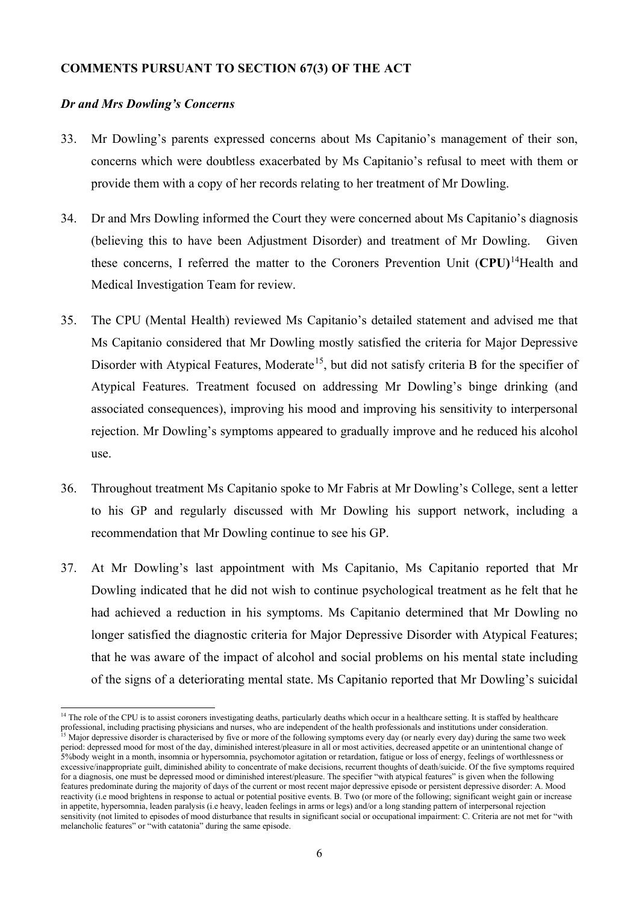**COMMENTS PURSUANT TO SECTION 67(3) OF THE ACT**

***Dr and Mrs Dowling's Concerns***

33. Mr Dowling's parents expressed concerns about Ms Capitanio's management of their son, concerns which were doubtless exacerbated by Ms Capitanio's refusal to meet with them or provide them with a copy of her records relating to her treatment of Mr Dowling.

34. Dr and Mrs Dowling informed the Court they were concerned about Ms Capitanio's diagnosis (believing this to have been Adjustment Disorder) and treatment of Mr Dowling. Given these concerns, I referred the matter to the Coroners Prevention Unit (**CPU**)[14]Health and Medical Investigation Team for review.

35. The CPU (Mental Health) reviewed Ms Capitanio's detailed statement and advised me that Ms Capitanio considered that Mr Dowling mostly satisfied the criteria for Major Depressive Disorder with Atypical Features, Moderate[15], but did not satisfy criteria B for the specifier of Atypical Features. Treatment focused on addressing Mr Dowling's binge drinking (and associated consequences), improving his mood and improving his sensitivity to interpersonal rejection. Mr Dowling's symptoms appeared to gradually improve and he reduced his alcohol use.

36. Throughout treatment Ms Capitanio spoke to Mr Fabris at Mr Dowling's College, sent a letter to his GP and regularly discussed with Mr Dowling his support network, including a recommendation that Mr Dowling continue to see his GP.

37. At Mr Dowling's last appointment with Ms Capitanio, Ms Capitanio reported that Mr Dowling indicated that he did not wish to continue psychological treatment as he felt that he had achieved a reduction in his symptoms. Ms Capitanio determined that Mr Dowling no longer satisfied the diagnostic criteria for Major Depressive Disorder with Atypical Features; that he was aware of the impact of alcohol and social problems on his mental state including of the signs of a deteriorating mental state. Ms Capitanio reported that Mr Dowling's suicidal

---

[14] The role of the CPU is to assist coroners investigating deaths, particularly deaths which occur in a healthcare setting. It is staffed by healthcare professional, including practising physicians and nurses, who are independent of the health professionals and institutions under consideration.

[15] Major depressive disorder is characterised by five or more of the following symptoms every day (or nearly every day) during the same two week period: depressed mood for most of the day, diminished interest/pleasure in all or most activities, decreased appetite or an unintentional change of 5%body weight in a month, insomnia or hypersomnia, psychomotor agitation or retardation, fatigue or loss of energy, feelings of worthlessness or excessive/inappropriate guilt, diminished ability to concentrate of make decisions, recurrent thoughts of death/suicide. Of the five symptoms required for a diagnosis, one must be depressed mood or diminished interest/pleasure. The specifier "with atypical features" is given when the following features predominate during the majority of days of the current or most recent major depressive episode or persistent depressive disorder: A. Mood reactivity (i.e mood brightens in response to actual or potential positive events. B. Two (or more of the following; significant weight gain or increase in appetite, hypersomnia, leaden paralysis (i.e heavy, leaden feelings in arms or legs) and/or a long standing pattern of interpersonal rejection sensitivity (not limited to episodes of mood disturbance that results in significant social or occupational impairment: C. Criteria are not met for "with melancholic features" or "with catatonia" during the same episode.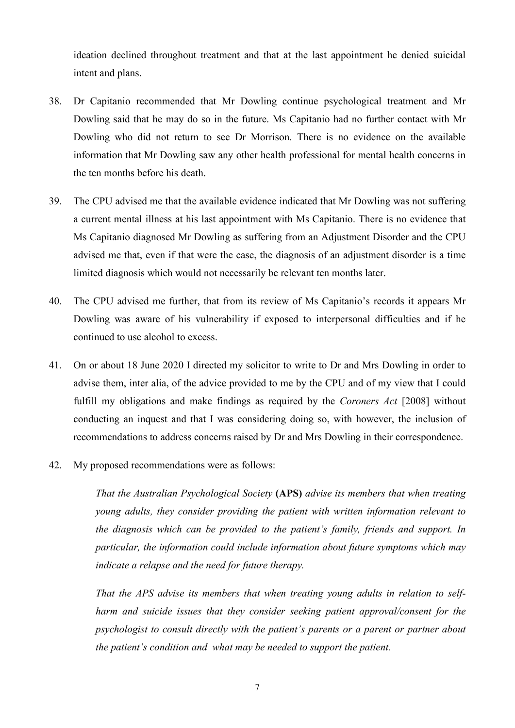ideation declined throughout treatment and that at the last appointment he denied suicidal intent and plans.

38. Dr Capitanio recommended that Mr Dowling continue psychological treatment and Mr Dowling said that he may do so in the future. Ms Capitanio had no further contact with Mr Dowling who did not return to see Dr Morrison. There is no evidence on the available information that Mr Dowling saw any other health professional for mental health concerns in the ten months before his death.

39. The CPU advised me that the available evidence indicated that Mr Dowling was not suffering a current mental illness at his last appointment with Ms Capitanio. There is no evidence that Ms Capitanio diagnosed Mr Dowling as suffering from an Adjustment Disorder and the CPU advised me that, even if that were the case, the diagnosis of an adjustment disorder is a time limited diagnosis which would not necessarily be relevant ten months later.

40. The CPU advised me further, that from its review of Ms Capitanio's records it appears Mr Dowling was aware of his vulnerability if exposed to interpersonal difficulties and if he continued to use alcohol to excess.

41. On or about 18 June 2020 I directed my solicitor to write to Dr and Mrs Dowling in order to advise them, inter alia, of the advice provided to me by the CPU and of my view that I could fulfill my obligations and make findings as required by the *Coroners Act* [2008] without conducting an inquest and that I was considering doing so, with however, the inclusion of recommendations to address concerns raised by Dr and Mrs Dowling in their correspondence.

42. My proposed recommendations were as follows:

> *That the Australian Psychological Society* **(APS)** *advise its members that when treating young adults, they consider providing the patient with written information relevant to the diagnosis which can be provided to the patient's family, friends and support. In particular, the information could include information about future symptoms which may indicate a relapse and the need for future therapy.*
>
> *That the APS advise its members that when treating young adults in relation to self-harm and suicide issues that they consider seeking patient approval/consent for the psychologist to consult directly with the patient's parents or a parent or partner about the patient's condition and what may be needed to support the patient.*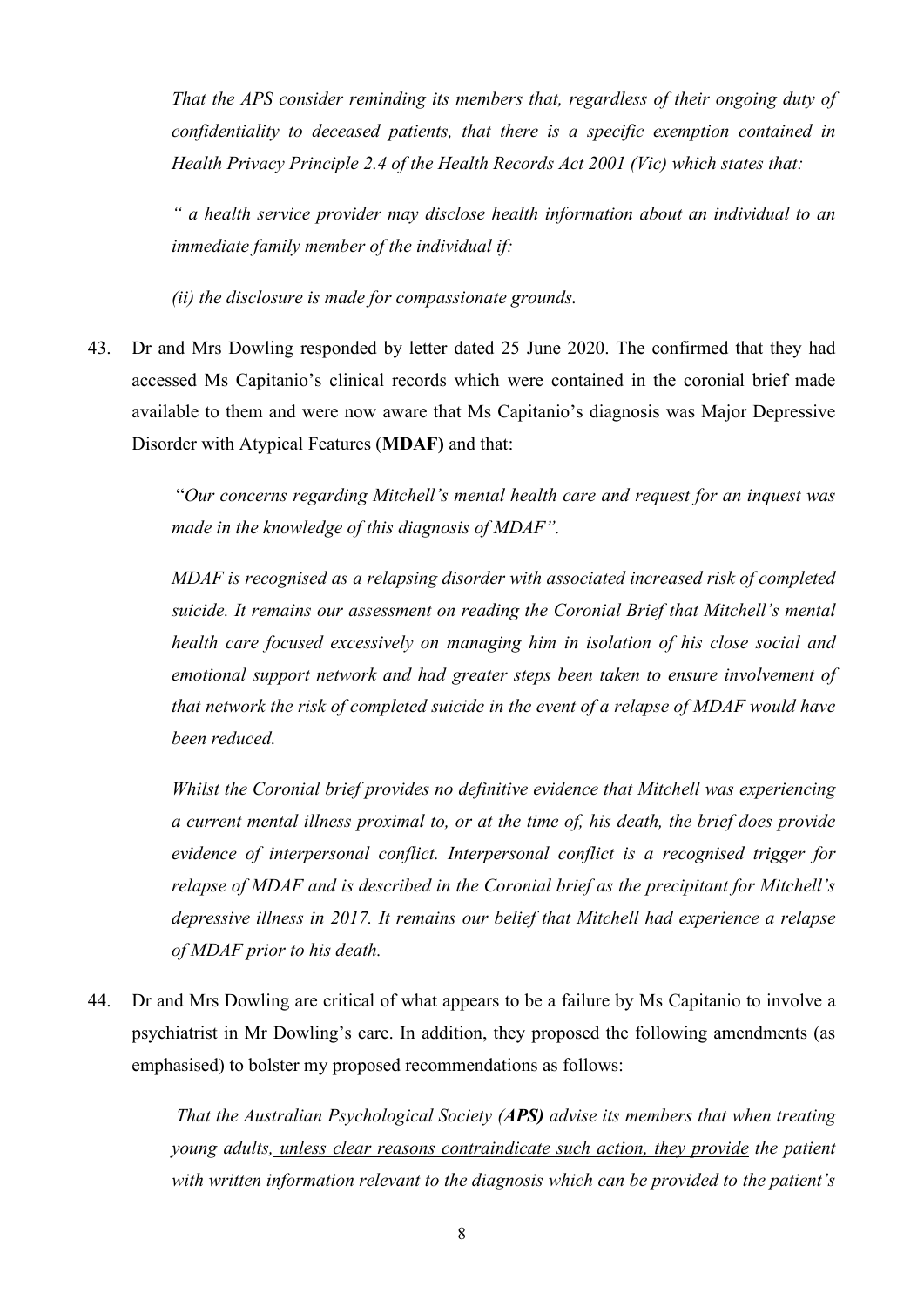*That the APS consider reminding its members that, regardless of their ongoing duty of confidentiality to deceased patients, that there is a specific exemption contained in Health Privacy Principle 2.4 of the Health Records Act 2001 (Vic) which states that:*

*" a health service provider may disclose health information about an individual to an immediate family member of the individual if:*

*(ii) the disclosure is made for compassionate grounds.*

43. Dr and Mrs Dowling responded by letter dated 25 June 2020. The confirmed that they had accessed Ms Capitanio's clinical records which were contained in the coronial brief made available to them and were now aware that Ms Capitanio's diagnosis was Major Depressive Disorder with Atypical Features (**MDAF)** and that:

    "*Our concerns regarding Mitchell's mental health care and request for an inquest was made in the knowledge of this diagnosis of MDAF".*

    *MDAF is recognised as a relapsing disorder with associated increased risk of completed suicide. It remains our assessment on reading the Coronial Brief that Mitchell's mental health care focused excessively on managing him in isolation of his close social and emotional support network and had greater steps been taken to ensure involvement of that network the risk of completed suicide in the event of a relapse of MDAF would have been reduced.*

    *Whilst the Coronial brief provides no definitive evidence that Mitchell was experiencing a current mental illness proximal to, or at the time of, his death, the brief does provide evidence of interpersonal conflict. Interpersonal conflict is a recognised trigger for relapse of MDAF and is described in the Coronial brief as the precipitant for Mitchell's depressive illness in 2017. It remains our belief that Mitchell had experience a relapse of MDAF prior to his death.*

44. Dr and Mrs Dowling are critical of what appears to be a failure by Ms Capitanio to involve a psychiatrist in Mr Dowling's care. In addition, they proposed the following amendments (as emphasised) to bolster my proposed recommendations as follows:

    *That the Australian Psychological Society **(APS)** advise its members that when treating young adults, <u>unless clear reasons contraindicate such action, they provide</u> the patient with written information relevant to the diagnosis which can be provided to the patient's*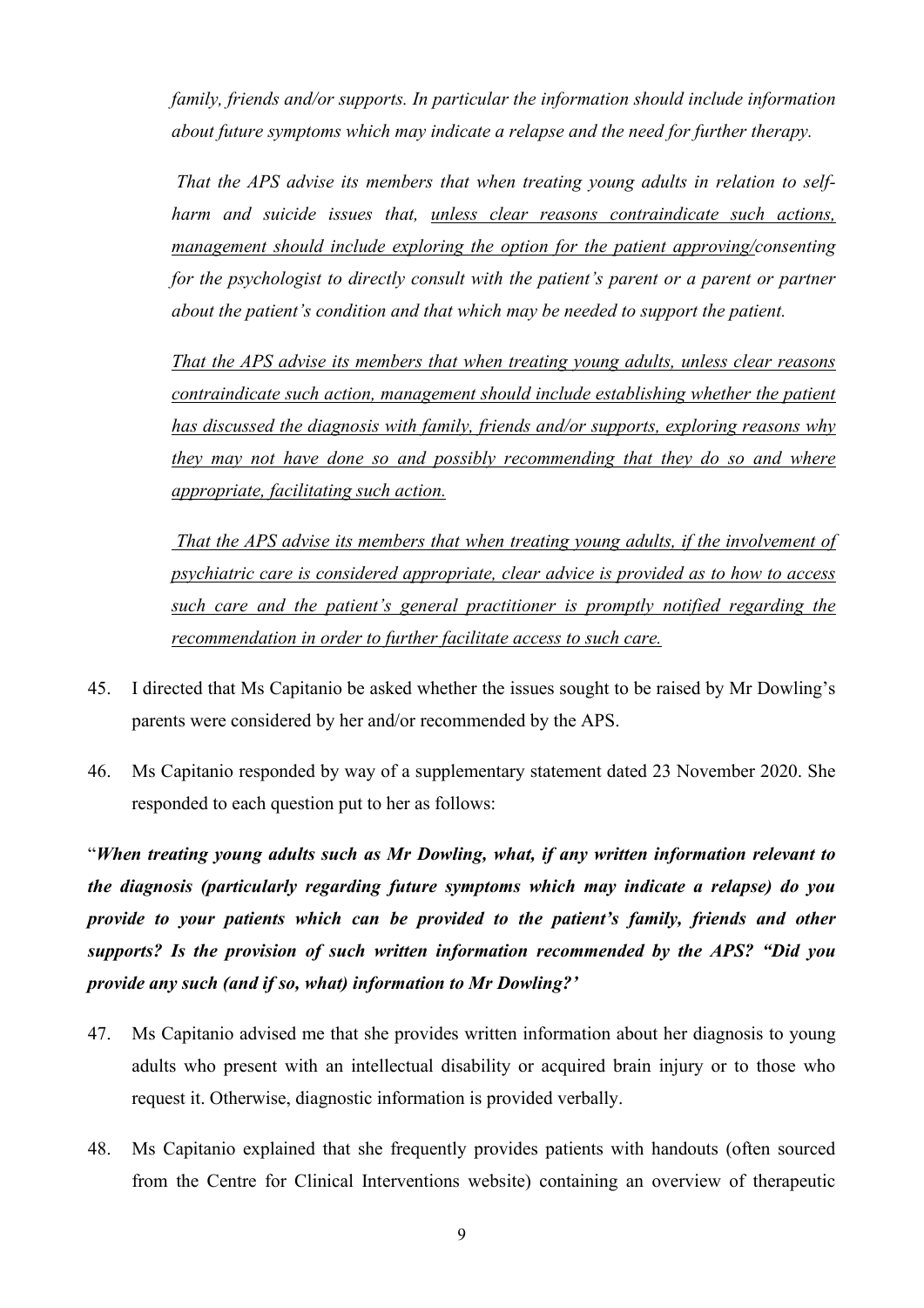*family, friends and/or supports. In particular the information should include information about future symptoms which may indicate a relapse and the need for further therapy.*

*That the APS advise its members that when treating young adults in relation to self-harm and suicide issues that, <u>unless clear reasons contraindicate such actions, management should include exploring the option for the patient approving/</u>consenting for the psychologist to directly consult with the patient's parent or a parent or partner about the patient's condition and that which may be needed to support the patient.*

*<u>That the APS advise its members that when treating young adults, unless clear reasons contraindicate such action, management should include establishing whether the patient has discussed the diagnosis with family, friends and/or supports, exploring reasons why they may not have done so and possibly recommending that they do so and where appropriate, facilitating such action.</u>*

*<u>That the APS advise its members that when treating young adults, if the involvement of psychiatric care is considered appropriate, clear advice is provided as to how to access such care and the patient's general practitioner is promptly notified regarding the recommendation in order to further facilitate access to such care.</u>*

45. I directed that Ms Capitanio be asked whether the issues sought to be raised by Mr Dowling's parents were considered by her and/or recommended by the APS.

46. Ms Capitanio responded by way of a supplementary statement dated 23 November 2020. She responded to each question put to her as follows:

"***When treating young adults such as Mr Dowling, what, if any written information relevant to the diagnosis (particularly regarding future symptoms which may indicate a relapse) do you provide to your patients which can be provided to the patient's family, friends and other supports? Is the provision of such written information recommended by the APS? "Did you provide any such (and if so, what) information to Mr Dowling?'***

47. Ms Capitanio advised me that she provides written information about her diagnosis to young adults who present with an intellectual disability or acquired brain injury or to those who request it. Otherwise, diagnostic information is provided verbally.

48. Ms Capitanio explained that she frequently provides patients with handouts (often sourced from the Centre for Clinical Interventions website) containing an overview of therapeutic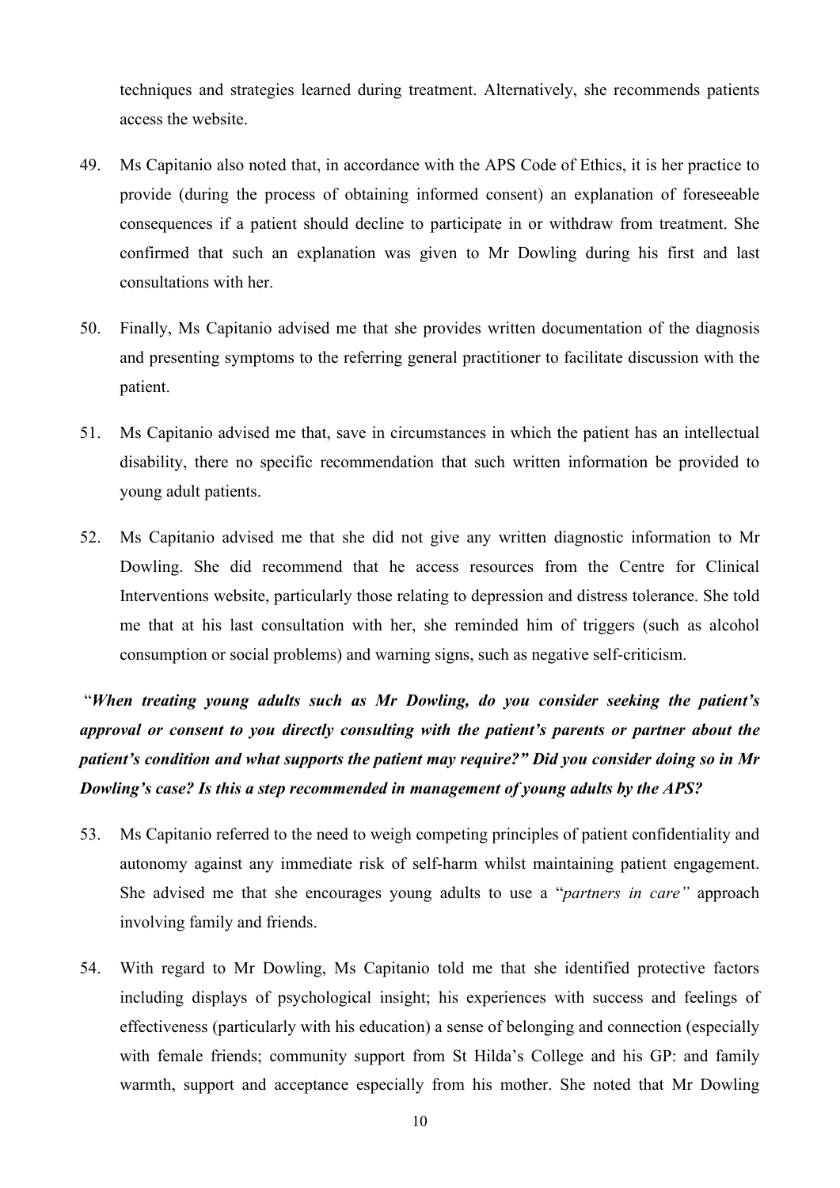techniques and strategies learned during treatment. Alternatively, she recommends patients access the website.

49. Ms Capitanio also noted that, in accordance with the APS Code of Ethics, it is her practice to provide (during the process of obtaining informed consent) an explanation of foreseeable consequences if a patient should decline to participate in or withdraw from treatment. She confirmed that such an explanation was given to Mr Dowling during his first and last consultations with her.

50. Finally, Ms Capitanio advised me that she provides written documentation of the diagnosis and presenting symptoms to the referring general practitioner to facilitate discussion with the patient.

51. Ms Capitanio advised me that, save in circumstances in which the patient has an intellectual disability, there no specific recommendation that such written information be provided to young adult patients.

52. Ms Capitanio advised me that she did not give any written diagnostic information to Mr Dowling. She did recommend that he access resources from the Centre for Clinical Interventions website, particularly those relating to depression and distress tolerance. She told me that at his last consultation with her, she reminded him of triggers (such as alcohol consumption or social problems) and warning signs, such as negative self-criticism.

**"*When treating young adults such as Mr Dowling, do you consider seeking the patient's approval or consent to you directly consulting with the patient's parents or partner about the patient's condition and what supports the patient may require?" Did you consider doing so in Mr Dowling's case? Is this a step recommended in management of young adults by the APS?***

53. Ms Capitanio referred to the need to weigh competing principles of patient confidentiality and autonomy against any immediate risk of self-harm whilst maintaining patient engagement. She advised me that she encourages young adults to use a "*partners in care"* approach involving family and friends.

54. With regard to Mr Dowling, Ms Capitanio told me that she identified protective factors including displays of psychological insight; his experiences with success and feelings of effectiveness (particularly with his education) a sense of belonging and connection (especially with female friends; community support from St Hilda's College and his GP: and family warmth, support and acceptance especially from his mother. She noted that Mr Dowling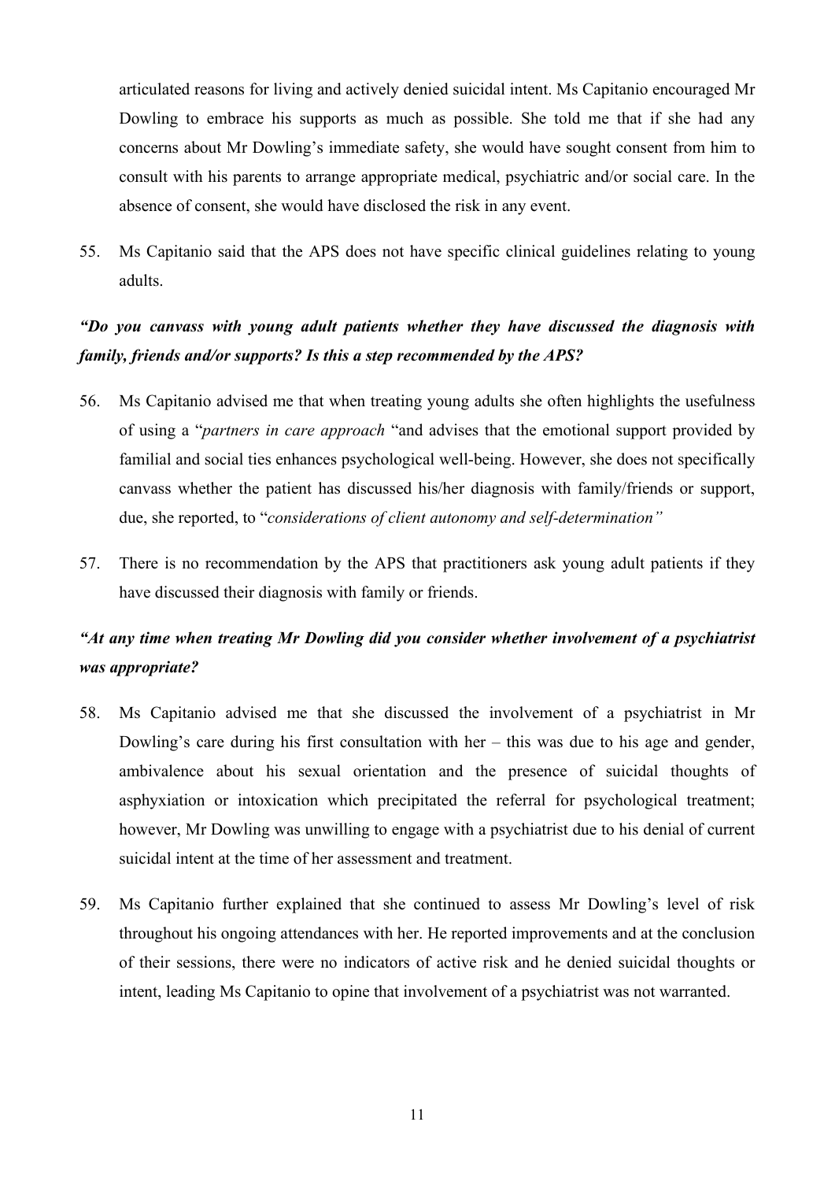articulated reasons for living and actively denied suicidal intent. Ms Capitanio encouraged Mr Dowling to embrace his supports as much as possible. She told me that if she had any concerns about Mr Dowling's immediate safety, she would have sought consent from him to consult with his parents to arrange appropriate medical, psychiatric and/or social care. In the absence of consent, she would have disclosed the risk in any event.

55. Ms Capitanio said that the APS does not have specific clinical guidelines relating to young adults.

***"Do you canvass with young adult patients whether they have discussed the diagnosis with family, friends and/or supports? Is this a step recommended by the APS?***

56. Ms Capitanio advised me that when treating young adults she often highlights the usefulness of using a "*partners in care approach* "and advises that the emotional support provided by familial and social ties enhances psychological well-being. However, she does not specifically canvass whether the patient has discussed his/her diagnosis with family/friends or support, due, she reported, to "*considerations of client autonomy and self-determination"*

57. There is no recommendation by the APS that practitioners ask young adult patients if they have discussed their diagnosis with family or friends.

***"At any time when treating Mr Dowling did you consider whether involvement of a psychiatrist was appropriate?***

58. Ms Capitanio advised me that she discussed the involvement of a psychiatrist in Mr Dowling's care during his first consultation with her – this was due to his age and gender, ambivalence about his sexual orientation and the presence of suicidal thoughts of asphyxiation or intoxication which precipitated the referral for psychological treatment; however, Mr Dowling was unwilling to engage with a psychiatrist due to his denial of current suicidal intent at the time of her assessment and treatment.

59. Ms Capitanio further explained that she continued to assess Mr Dowling's level of risk throughout his ongoing attendances with her. He reported improvements and at the conclusion of their sessions, there were no indicators of active risk and he denied suicidal thoughts or intent, leading Ms Capitanio to opine that involvement of a psychiatrist was not warranted.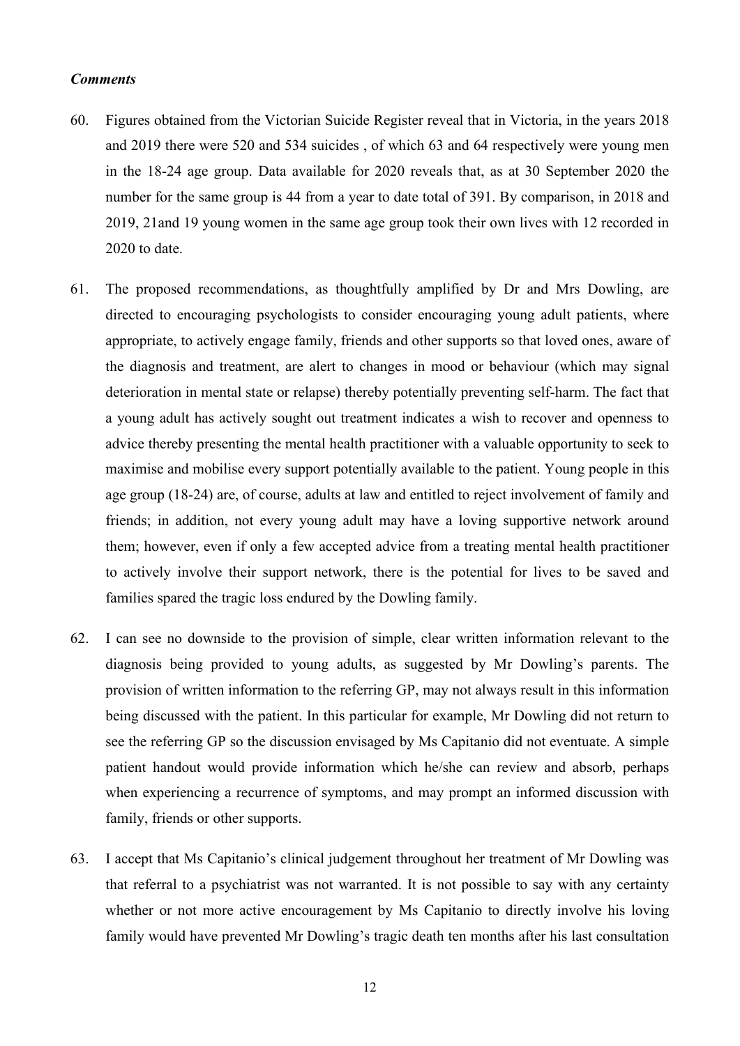***Comments***

60. Figures obtained from the Victorian Suicide Register reveal that in Victoria, in the years 2018 and 2019 there were 520 and 534 suicides , of which 63 and 64 respectively were young men in the 18-24 age group. Data available for 2020 reveals that, as at 30 September 2020 the number for the same group is 44 from a year to date total of 391. By comparison, in 2018 and 2019, 21and 19 young women in the same age group took their own lives with 12 recorded in 2020 to date.

61. The proposed recommendations, as thoughtfully amplified by Dr and Mrs Dowling, are directed to encouraging psychologists to consider encouraging young adult patients, where appropriate, to actively engage family, friends and other supports so that loved ones, aware of the diagnosis and treatment, are alert to changes in mood or behaviour (which may signal deterioration in mental state or relapse) thereby potentially preventing self-harm. The fact that a young adult has actively sought out treatment indicates a wish to recover and openness to advice thereby presenting the mental health practitioner with a valuable opportunity to seek to maximise and mobilise every support potentially available to the patient. Young people in this age group (18-24) are, of course, adults at law and entitled to reject involvement of family and friends; in addition, not every young adult may have a loving supportive network around them; however, even if only a few accepted advice from a treating mental health practitioner to actively involve their support network, there is the potential for lives to be saved and families spared the tragic loss endured by the Dowling family.

62. I can see no downside to the provision of simple, clear written information relevant to the diagnosis being provided to young adults, as suggested by Mr Dowling's parents. The provision of written information to the referring GP, may not always result in this information being discussed with the patient. In this particular for example, Mr Dowling did not return to see the referring GP so the discussion envisaged by Ms Capitanio did not eventuate. A simple patient handout would provide information which he/she can review and absorb, perhaps when experiencing a recurrence of symptoms, and may prompt an informed discussion with family, friends or other supports.

63. I accept that Ms Capitanio's clinical judgement throughout her treatment of Mr Dowling was that referral to a psychiatrist was not warranted. It is not possible to say with any certainty whether or not more active encouragement by Ms Capitanio to directly involve his loving family would have prevented Mr Dowling's tragic death ten months after his last consultation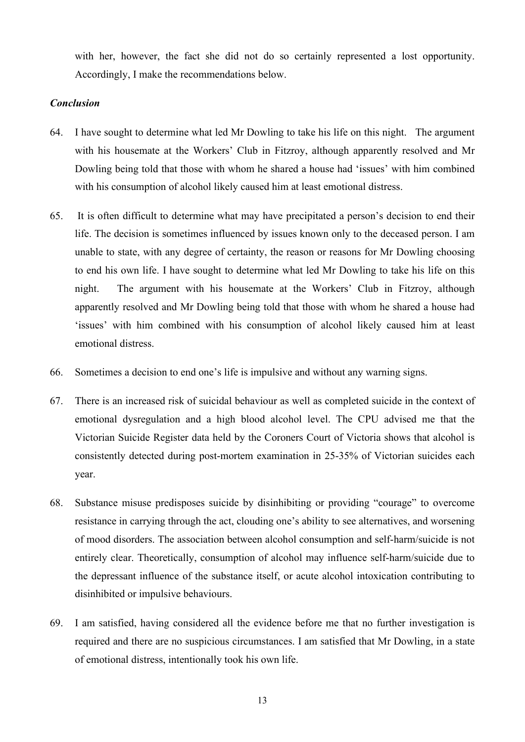with her, however, the fact she did not do so certainly represented a lost opportunity. Accordingly, I make the recommendations below.

***Conclusion***

64. I have sought to determine what led Mr Dowling to take his life on this night. The argument with his housemate at the Workers' Club in Fitzroy, although apparently resolved and Mr Dowling being told that those with whom he shared a house had 'issues' with him combined with his consumption of alcohol likely caused him at least emotional distress.

65. It is often difficult to determine what may have precipitated a person's decision to end their life. The decision is sometimes influenced by issues known only to the deceased person. I am unable to state, with any degree of certainty, the reason or reasons for Mr Dowling choosing to end his own life. I have sought to determine what led Mr Dowling to take his life on this night. The argument with his housemate at the Workers' Club in Fitzroy, although apparently resolved and Mr Dowling being told that those with whom he shared a house had 'issues' with him combined with his consumption of alcohol likely caused him at least emotional distress.

66. Sometimes a decision to end one's life is impulsive and without any warning signs.

67. There is an increased risk of suicidal behaviour as well as completed suicide in the context of emotional dysregulation and a high blood alcohol level. The CPU advised me that the Victorian Suicide Register data held by the Coroners Court of Victoria shows that alcohol is consistently detected during post-mortem examination in 25-35% of Victorian suicides each year.

68. Substance misuse predisposes suicide by disinhibiting or providing "courage" to overcome resistance in carrying through the act, clouding one's ability to see alternatives, and worsening of mood disorders. The association between alcohol consumption and self-harm/suicide is not entirely clear. Theoretically, consumption of alcohol may influence self-harm/suicide due to the depressant influence of the substance itself, or acute alcohol intoxication contributing to disinhibited or impulsive behaviours.

69. I am satisfied, having considered all the evidence before me that no further investigation is required and there are no suspicious circumstances. I am satisfied that Mr Dowling, in a state of emotional distress, intentionally took his own life.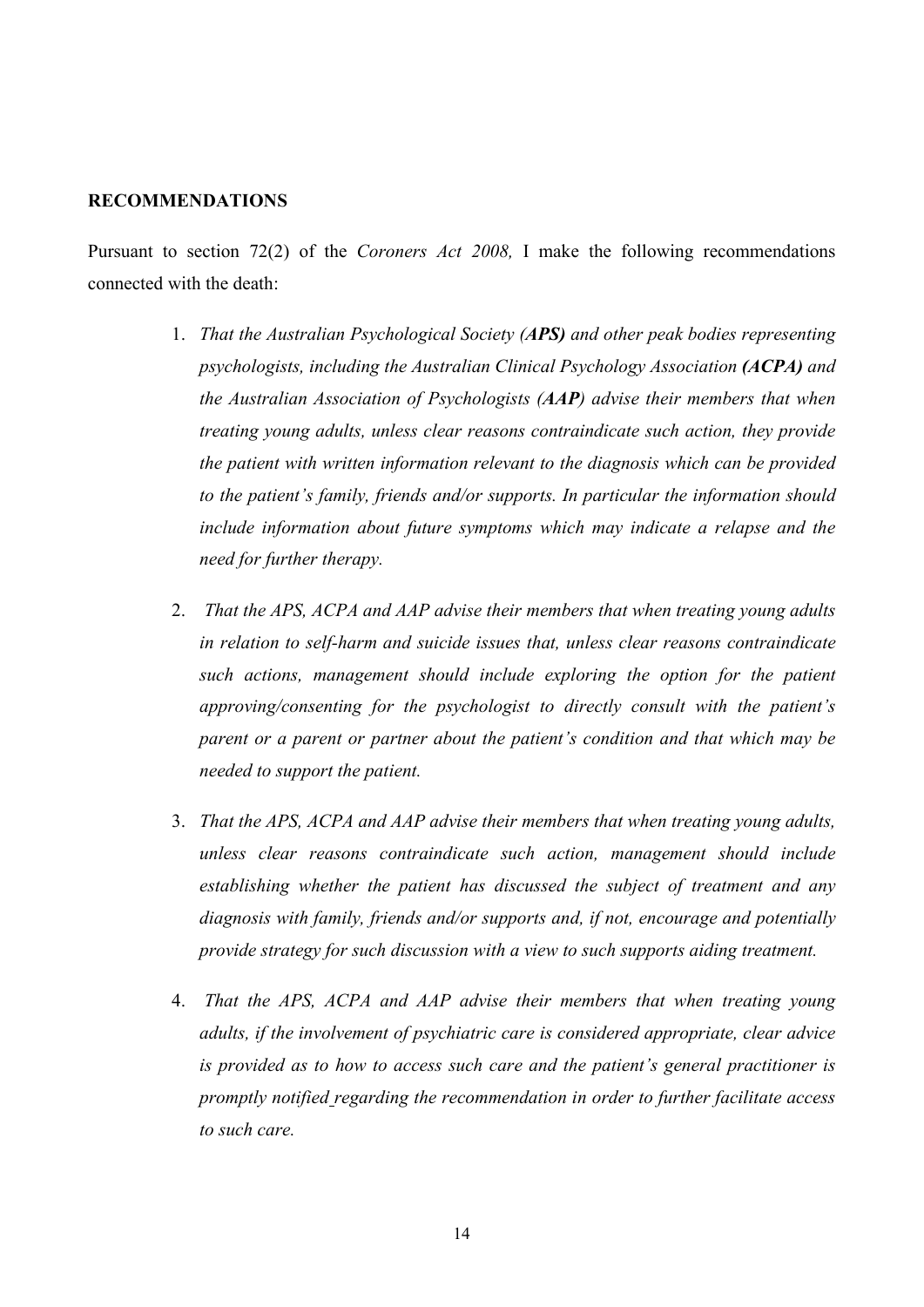**RECOMMENDATIONS**

Pursuant to section 72(2) of the *Coroners Act 2008,* I make the following recommendations connected with the death:

1. *That the Australian Psychological Society (**APS**) and other peak bodies representing psychologists, including the Australian Clinical Psychology Association (**ACPA**) and the Australian Association of Psychologists (**AAP**) advise their members that when treating young adults, unless clear reasons contraindicate such action, they provide the patient with written information relevant to the diagnosis which can be provided to the patient's family, friends and/or supports. In particular the information should include information about future symptoms which may indicate a relapse and the need for further therapy.*

2. *That the APS, ACPA and AAP advise their members that when treating young adults in relation to self-harm and suicide issues that, unless clear reasons contraindicate such actions, management should include exploring the option for the patient approving/consenting for the psychologist to directly consult with the patient's parent or a parent or partner about the patient's condition and that which may be needed to support the patient.*

3. *That the APS, ACPA and AAP advise their members that when treating young adults, unless clear reasons contraindicate such action, management should include establishing whether the patient has discussed the subject of treatment and any diagnosis with family, friends and/or supports and, if not, encourage and potentially provide strategy for such discussion with a view to such supports aiding treatment.*

4. *That the APS, ACPA and AAP advise their members that when treating young adults, if the involvement of psychiatric care is considered appropriate, clear advice is provided as to how to access such care and the patient's general practitioner is promptly notified regarding the recommendation in order to further facilitate access to such care.*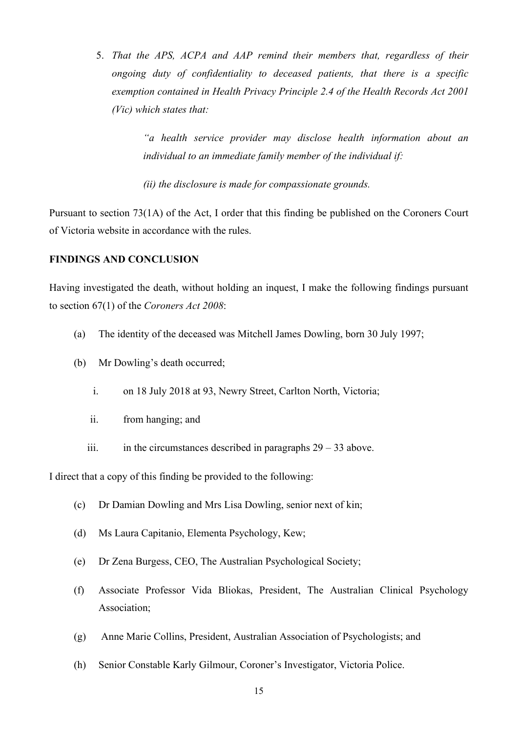5. *That the APS, ACPA and AAP remind their members that, regardless of their ongoing duty of confidentiality to deceased patients, that there is a specific exemption contained in Health Privacy Principle 2.4 of the Health Records Act 2001 (Vic) which states that:*

    > *"a health service provider may disclose health information about an individual to an immediate family member of the individual if:*
    >
    > *(ii) the disclosure is made for compassionate grounds.*

Pursuant to section 73(1A) of the Act, I order that this finding be published on the Coroners Court of Victoria website in accordance with the rules.

**FINDINGS AND CONCLUSION**

Having investigated the death, without holding an inquest, I make the following findings pursuant to section 67(1) of the *Coroners Act 2008*:

(a) The identity of the deceased was Mitchell James Dowling, born 30 July 1997;

(b) Mr Dowling's death occurred;

  i. on 18 July 2018 at 93, Newry Street, Carlton North, Victoria;

  ii. from hanging; and

  iii. in the circumstances described in paragraphs 29 – 33 above.

I direct that a copy of this finding be provided to the following:

(c) Dr Damian Dowling and Mrs Lisa Dowling, senior next of kin;

(d) Ms Laura Capitanio, Elementa Psychology, Kew;

(e) Dr Zena Burgess, CEO, The Australian Psychological Society;

(f) Associate Professor Vida Bliokas, President, The Australian Clinical Psychology Association;

(g) Anne Marie Collins, President, Australian Association of Psychologists; and

(h) Senior Constable Karly Gilmour, Coroner's Investigator, Victoria Police.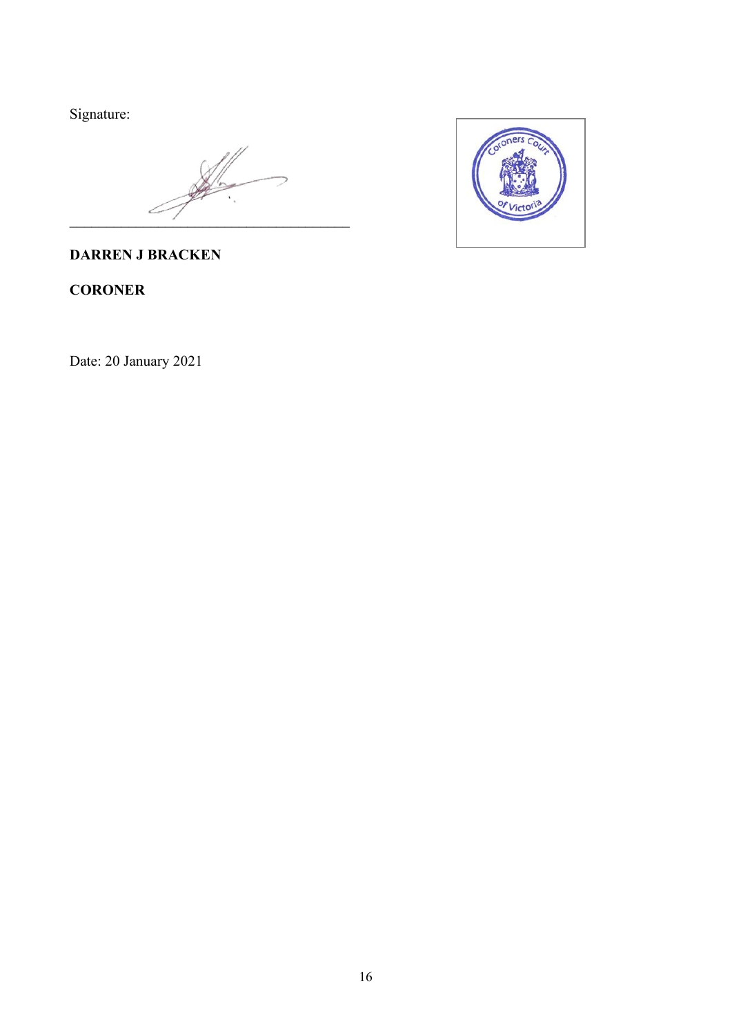Signature:

______________________________________

**DARREN J BRACKEN**

**CORONER**

Date: 20 January 2021